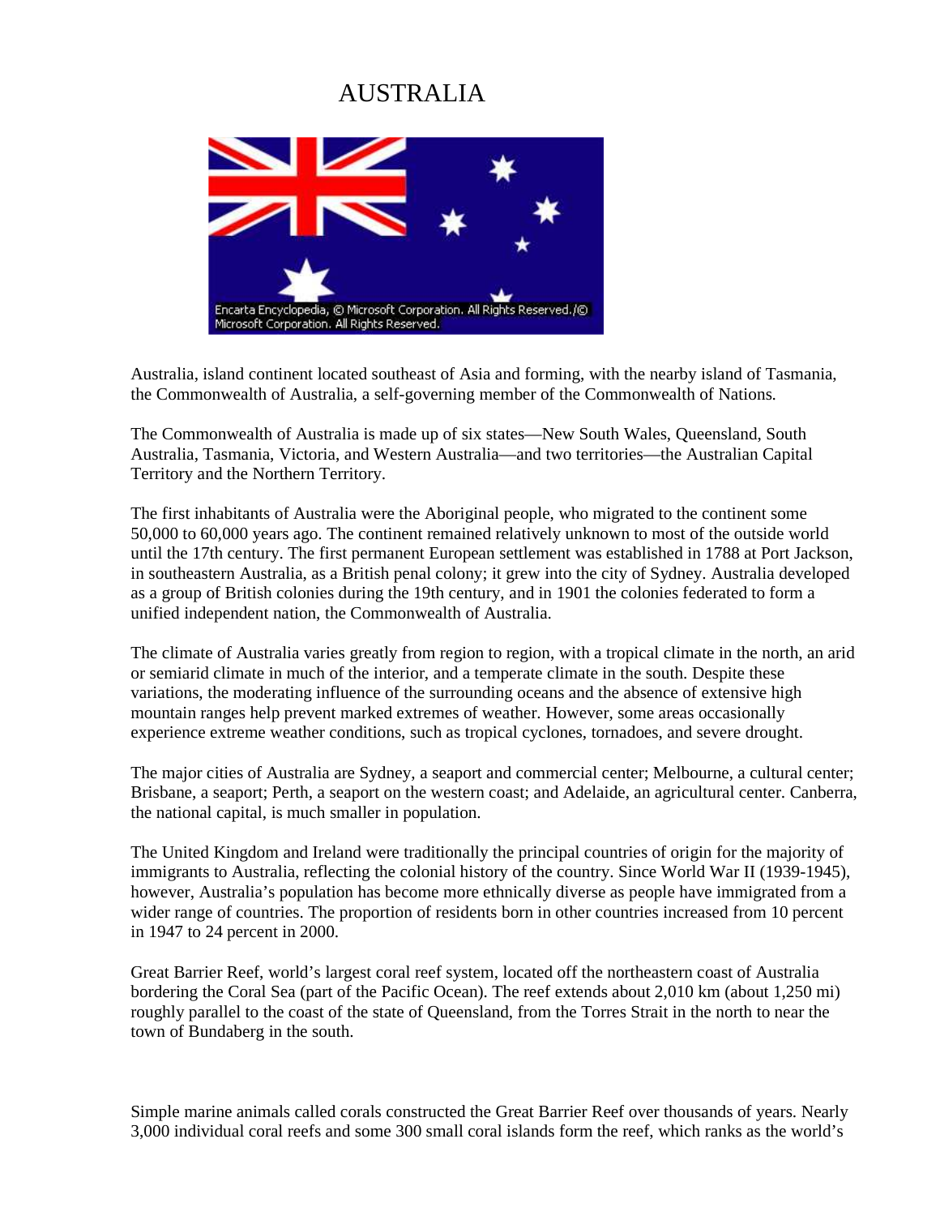# AUSTRALIA

Australia, island continent located southeast of Asia and forming, with the nearby island of Tasmania, the Commonwealth of Australia, a self-governing member of the Commonwealth of Nations.

The Commonwealth of Australia is made up of six states—New South Wales, Queensland, South Australia, Tasmania, Victoria, and Western Australia—and two territories—the Australian Capital Territory and the Northern Territory.

The first inhabitants of Australia were the Aboriginal people, who migrated to the continent some 50,000 to 60,000 years ago. The continent remained relatively unknown to most of the outside world until the 17th century. The first permanent European settlement was established in 1788 at Port Jackson, in southeastern Australia, as a British penal colony; it grew into the city of Sydney. Australia developed as a group of British colonies during the 19th century, and in 1901 the colonies federated to form a unified independent nation, the Commonwealth of Australia.

The climate of Australia varies greatly from region to region, with a tropical climate in the north, an arid or semiarid climate in much of the interior, and a temperate climate in the south. Despite these variations, the moderating influence of the surrounding oceans and the absence of extensive high mountain ranges help prevent marked extremes of weather. However, some areas occasionally experience extreme weather conditions, such as tropical cyclones, tornadoes, and severe drought.

The major cities of Australia are Sydney, a seaport and commercial center; Melbourne, a cultural center; Brisbane, a seaport; Perth, a seaport on the western coast; and Adelaide, an agricultural center. Canberra, the national capital, is much smaller in population.

The United Kingdom and Ireland were traditionally the principal countries of origin for the majority of immigrants to Australia, reflecting the colonial history of the country. Since World War II (1939-1945), however, Australia's population has become more ethnically diverse as people have immigrated from a wider range of countries. The proportion of residents born in other countries increased from 10 percent in 1947 to 24 percent in 2000.

Great Barrier Reef, world's largest coral reef system, located off the northeastern coast of Australia bordering the Coral Sea (part of the Pacific Ocean). The reef extends about 2,010 km (about 1,250 mi) roughly parallel to the coast of the state of Queensland, from the Torres Strait in the north to near the town of Bundaberg in the south.

Simple marine animals called corals constructed the Great Barrier Reef over thousands of years. Nearly 3,000 individual coral reefs and some 300 small coral islands form the reef, which ranks as the world's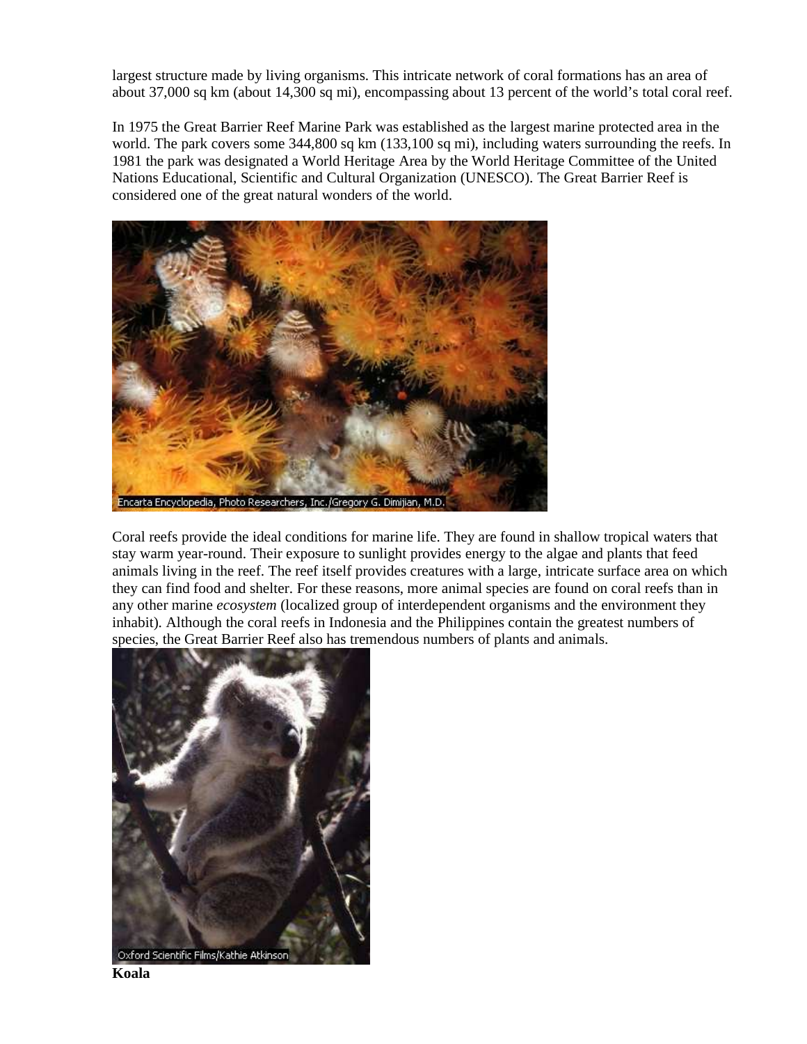largest structure made by living organisms. This intricate network of coral formations has an area of about 37,000 sq km (about 14,300 sq mi), encompassing about 13 percent of the world's total coral reef.

In 1975 the Great Barrier Reef Marine Park was established as the largest marine protected area in the world. The park covers some 344,800 sq km (133,100 sq mi), including waters surrounding the reefs. In 1981 the park was designated a World Heritage Area by the World Heritage Committee of the United Nations Educational, Scientific and Cultural Organization (UNESCO). The Great Barrier Reef is considered one of the great natural wonders of the world.

Encarta Encyclopedia, Photo Researchers, Inc./Gregory G. Dimijian, M.D.

Coral reefs provide the ideal conditions for marine life. They are found in shallow tropical waters that stay warm year-round. Their exposure to sunlight provides energy to the algae and plants that feed animals living in the reef. The reef itself provides creatures with a large, intricate surface area on which they can find food and shelter. For these reasons, more animal species are found on coral reefs than in any other marine *ecosystem* (localized group of interdependent organisms and the environment they inhabit). Although the coral reefs in Indonesia and the Philippines contain the greatest numbers of species, the Great Barrier Reef also has tremendous numbers of plants and animals.

Oxford Scientific Films/Kathie Atkinson

**Koala**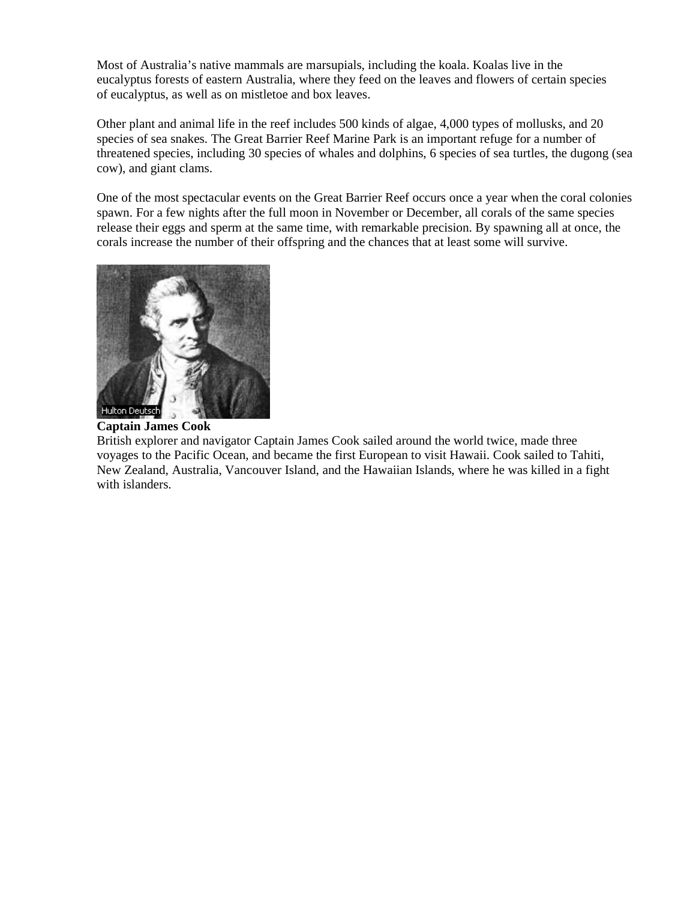Most of Australia's native mammals are marsupials, including the koala. Koalas live in the eucalyptus forests of eastern Australia, where they feed on the leaves and flowers of certain species of eucalyptus, as well as on mistletoe and box leaves.

Other plant and animal life in the reef includes 500 kinds of algae, 4,000 types of mollusks, and 20 species of sea snakes. The Great Barrier Reef Marine Park is an important refuge for a number of threatened species, including 30 species of whales and dolphins, 6 species of sea turtles, the dugong (sea cow), and giant clams.

One of the most spectacular events on the Great Barrier Reef occurs once a year when the coral colonies spawn. For a few nights after the full moon in November or December, all corals of the same species release their eggs and sperm at the same time, with remarkable precision. By spawning all at once, the corals increase the number of their offspring and the chances that at least some will survive.

**Captain James Cook**

British explorer and navigator Captain James Cook sailed around the world twice, made three voyages to the Pacific Ocean, and became the first European to visit Hawaii. Cook sailed to Tahiti, New Zealand, Australia, Vancouver Island, and the Hawaiian Islands, where he was killed in a fight with islanders.